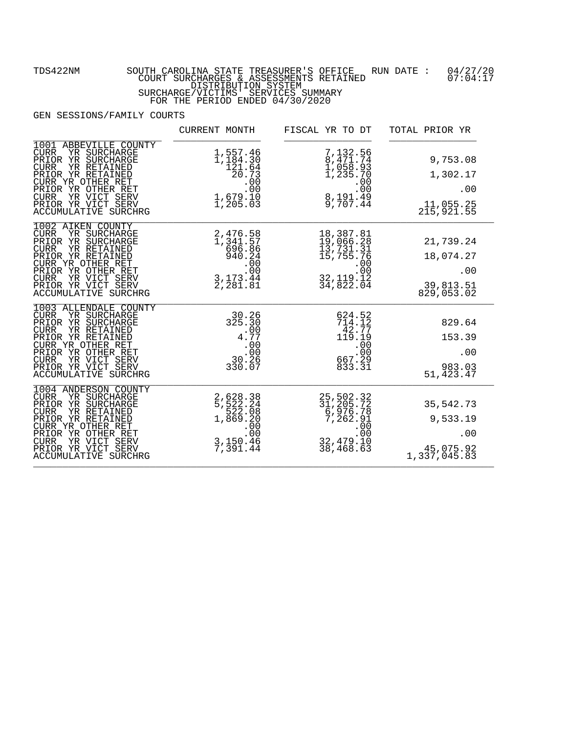TDS422NM SOUTH CAROLINA STATE TREASURER'S OFFICE RUN DATE : 04/27/20 07:04:17

COURT SURCHARGES & ASSESSMENTS RETAINED
DISTRIBUTION SYSTEM
SURCHARGE/VICTIMS' SERVICES SUMMARY
FOR THE PERIOD ENDED 04/30/2020

GEN SESSIONS/FAMILY COURTS

| | CURRENT MONTH | FISCAL YR TO DT | TOTAL PRIOR YR |
|---|---|---|---|
| **1001 ABBEVILLE COUNTY** | | | |
| CURR YR SURCHARGE | 1,557.46 | 7,132.56 | |
| PRIOR YR SURCHARGE | 1,184.30 | 8,471.74 | 9,753.08 |
| CURR YR RETAINED | 121.64 | 1,058.93 | |
| PRIOR YR RETAINED | 20.73 | 1,235.70 | 1,302.17 |
| CURR YR OTHER RET | .00 | .00 | |
| PRIOR YR OTHER RET | .00 | .00 | .00 |
| CURR YR VICT SERV | 1,679.10 | 8,191.49 | |
| PRIOR YR VICT SERV | 1,205.03 | 9,707.44 | 11,055.25 |
| ACCUMULATIVE SURCHRG | | | 215,921.55 |
| **1002 AIKEN COUNTY** | | | |
| CURR YR SURCHARGE | 2,476.58 | 18,387.81 | |
| PRIOR YR SURCHARGE | 1,341.57 | 19,066.28 | 21,739.24 |
| CURR YR RETAINED | 696.86 | 13,731.31 | |
| PRIOR YR RETAINED | 940.24 | 15,755.76 | 18,074.27 |
| CURR YR OTHER RET | .00 | .00 | |
| PRIOR YR OTHER RET | .00 | .00 | .00 |
| CURR YR VICT SERV | 3,173.44 | 32,119.12 | |
| PRIOR YR VICT SERV | 2,281.81 | 34,822.04 | 39,813.51 |
| ACCUMULATIVE SURCHRG | | | 829,053.02 |
| **1003 ALLENDALE COUNTY** | | | |
| CURR YR SURCHARGE | 30.26 | 624.52 | |
| PRIOR YR SURCHARGE | 325.30 | 714.12 | 829.64 |
| CURR YR RETAINED | .00 | 42.77 | |
| PRIOR YR RETAINED | 4.77 | 119.19 | 153.39 |
| CURR YR OTHER RET | .00 | .00 | |
| PRIOR YR OTHER RET | .00 | .00 | .00 |
| CURR YR VICT SERV | 30.26 | 667.29 | |
| PRIOR YR VICT SERV | 330.07 | 833.31 | 983.03 |
| ACCUMULATIVE SURCHRG | | | 51,423.47 |
| **1004 ANDERSON COUNTY** | | | |
| CURR YR SURCHARGE | 2,628.38 | 25,502.32 | |
| PRIOR YR SURCHARGE | 5,522.24 | 31,205.72 | 35,542.73 |
| CURR YR RETAINED | 522.08 | 6,976.78 | |
| PRIOR YR RETAINED | 1,869.20 | 7,262.91 | 9,533.19 |
| CURR YR OTHER RET | .00 | .00 | |
| PRIOR YR OTHER RET | .00 | .00 | .00 |
| CURR YR VICT SERV | 3,150.46 | 32,479.10 | |
| PRIOR YR VICT SERV | 7,391.44 | 38,468.63 | 45,075.92 |
| ACCUMULATIVE SURCHRG | | | 1,337,045.83 |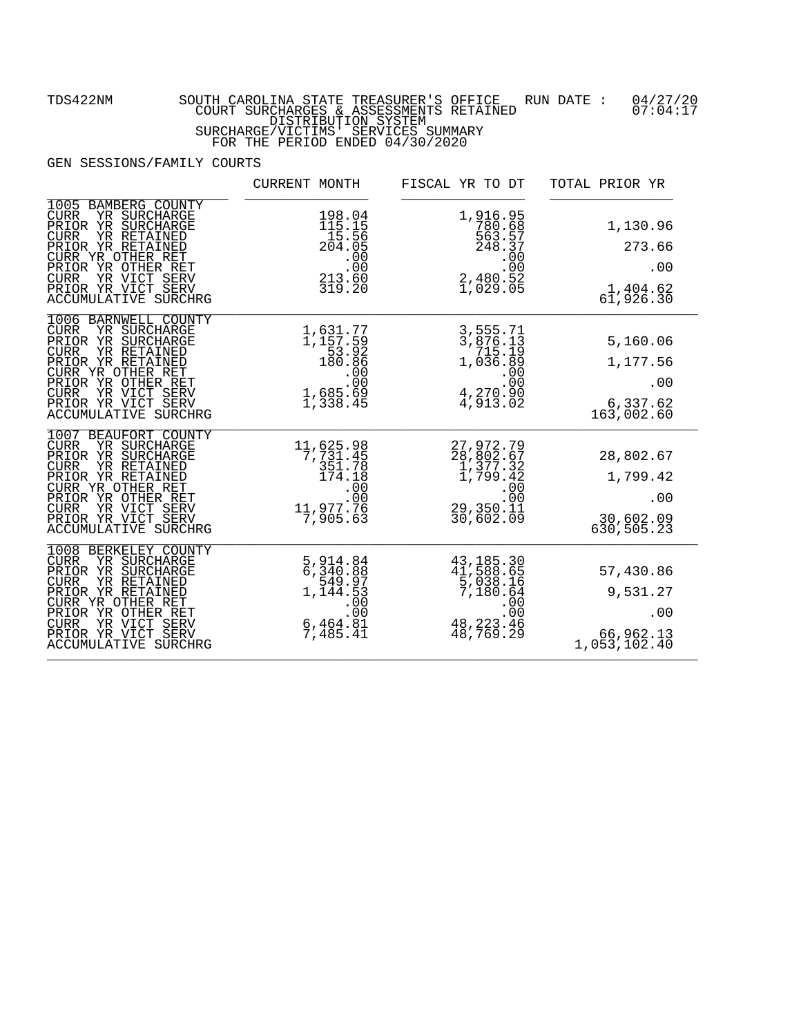TDS422NM

# SOUTH CAROLINA STATE TREASURER'S OFFICE
## COURT SURCHARGES & ASSESSMENTS RETAINED
## DISTRIBUTION SYSTEM
## SURCHARGE/VICTIMS' SERVICES SUMMARY
## FOR THE PERIOD ENDED 04/30/2020

RUN DATE : 04/27/20 07:04:17

GEN SESSIONS/FAMILY COURTS

| | CURRENT MONTH | FISCAL YR TO DT | TOTAL PRIOR YR |
|---|---|---|---|
| **1005 BAMBERG COUNTY** | | | |
| CURR YR SURCHARGE | 198.04 | 1,916.95 | |
| PRIOR YR SURCHARGE | 115.15 | 780.68 | 1,130.96 |
| CURR YR RETAINED | 15.56 | 563.57 | |
| PRIOR YR RETAINED | 204.05 | 248.37 | 273.66 |
| CURR YR OTHER RET | .00 | .00 | |
| PRIOR YR OTHER RET | .00 | .00 | .00 |
| CURR YR VICT SERV | 213.60 | 2,480.52 | |
| PRIOR YR VICT SERV | 319.20 | 1,029.05 | 1,404.62 |
| ACCUMULATIVE SURCHRG | | | 61,926.30 |
| **1006 BARNWELL COUNTY** | | | |
| CURR YR SURCHARGE | 1,631.77 | 3,555.71 | |
| PRIOR YR SURCHARGE | 1,157.59 | 3,876.13 | 5,160.06 |
| CURR YR RETAINED | 53.92 | 715.19 | |
| PRIOR YR RETAINED | 180.86 | 1,036.89 | 1,177.56 |
| CURR YR OTHER RET | .00 | .00 | |
| PRIOR YR OTHER RET | .00 | .00 | .00 |
| CURR YR VICT SERV | 1,685.69 | 4,270.90 | |
| PRIOR YR VICT SERV | 1,338.45 | 4,913.02 | 6,337.62 |
| ACCUMULATIVE SURCHRG | | | 163,002.60 |
| **1007 BEAUFORT COUNTY** | | | |
| CURR YR SURCHARGE | 11,625.98 | 27,972.79 | |
| PRIOR YR SURCHARGE | 7,731.45 | 28,802.67 | 28,802.67 |
| CURR YR RETAINED | 351.78 | 1,377.32 | |
| PRIOR YR RETAINED | 174.18 | 1,799.42 | 1,799.42 |
| CURR YR OTHER RET | .00 | .00 | |
| PRIOR YR OTHER RET | .00 | .00 | .00 |
| CURR YR VICT SERV | 11,977.76 | 29,350.11 | |
| PRIOR YR VICT SERV | 7,905.63 | 30,602.09 | 30,602.09 |
| ACCUMULATIVE SURCHRG | | | 630,505.23 |
| **1008 BERKELEY COUNTY** | | | |
| CURR YR SURCHARGE | 5,914.84 | 43,185.30 | |
| PRIOR YR SURCHARGE | 6,340.88 | 41,588.65 | 57,430.86 |
| CURR YR RETAINED | 549.97 | 5,038.16 | |
| PRIOR YR RETAINED | 1,144.53 | 7,180.64 | 9,531.27 |
| CURR YR OTHER RET | .00 | .00 | |
| PRIOR YR OTHER RET | .00 | .00 | .00 |
| CURR YR VICT SERV | 6,464.81 | 48,223.46 | |
| PRIOR YR VICT SERV | 7,485.41 | 48,769.29 | 66,962.13 |
| ACCUMULATIVE SURCHRG | | | 1,053,102.40 |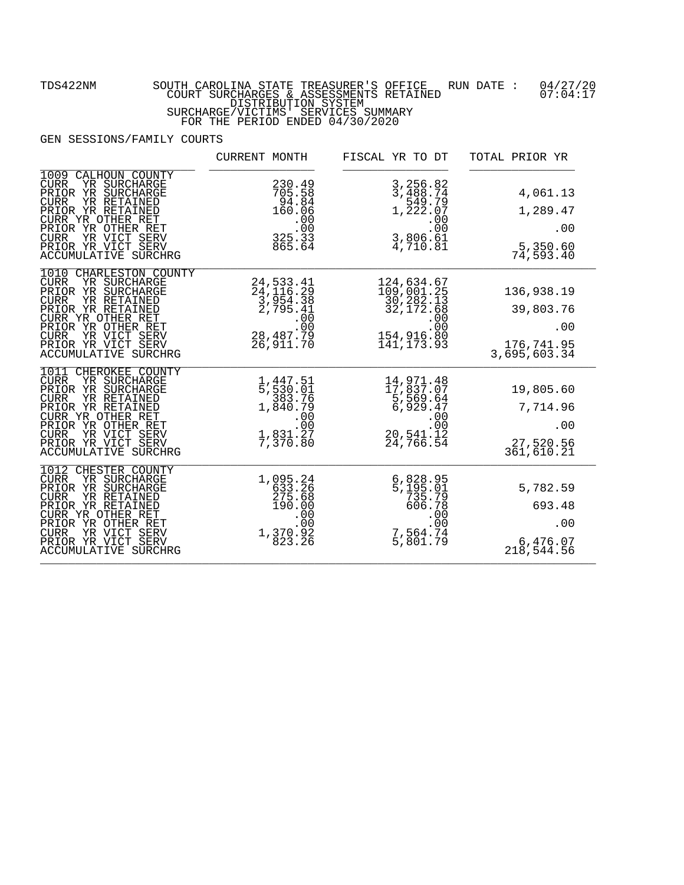TDS422NM SOUTH CAROLINA STATE TREASURER'S OFFICE RUN DATE : 04/27/20 07:04:17

COURT SURCHARGES & ASSESSMENTS RETAINED
DISTRIBUTION SYSTEM
SURCHARGE/VICTIMS' SERVICES SUMMARY
FOR THE PERIOD ENDED 04/30/2020

GEN SESSIONS/FAMILY COURTS

| | CURRENT MONTH | FISCAL YR TO DT | TOTAL PRIOR YR |
|---|---|---|---|
| **1009 CALHOUN COUNTY** | | | |
| CURR YR SURCHARGE | 230.49 | 3,256.82 | |
| PRIOR YR SURCHARGE | 705.58 | 3,488.74 | 4,061.13 |
| CURR YR RETAINED | 94.84 | 549.79 | |
| PRIOR YR RETAINED | 160.06 | 1,222.07 | 1,289.47 |
| CURR YR OTHER RET | .00 | .00 | |
| PRIOR YR OTHER RET | .00 | .00 | .00 |
| CURR YR VICT SERV | 325.33 | 3,806.61 | |
| PRIOR YR VICT SERV | 865.64 | 4,710.81 | 5,350.60 |
| ACCUMULATIVE SURCHRG | | | 74,593.40 |
| **1010 CHARLESTON COUNTY** | | | |
| CURR YR SURCHARGE | 24,533.41 | 124,634.67 | |
| PRIOR YR SURCHARGE | 24,116.29 | 109,001.25 | 136,938.19 |
| CURR YR RETAINED | 3,954.38 | 30,282.13 | |
| PRIOR YR RETAINED | 2,795.41 | 32,172.68 | 39,803.76 |
| CURR YR OTHER RET | .00 | .00 | |
| PRIOR YR OTHER RET | .00 | .00 | .00 |
| CURR YR VICT SERV | 28,487.79 | 154,916.80 | |
| PRIOR YR VICT SERV | 26,911.70 | 141,173.93 | 176,741.95 |
| ACCUMULATIVE SURCHRG | | | 3,695,603.34 |
| **1011 CHEROKEE COUNTY** | | | |
| CURR YR SURCHARGE | 1,447.51 | 14,971.48 | |
| PRIOR YR SURCHARGE | 5,530.01 | 17,837.07 | 19,805.60 |
| CURR YR RETAINED | 383.76 | 5,569.64 | |
| PRIOR YR RETAINED | 1,840.79 | 6,929.47 | 7,714.96 |
| CURR YR OTHER RET | .00 | .00 | |
| PRIOR YR OTHER RET | .00 | .00 | .00 |
| CURR YR VICT SERV | 1,831.27 | 20,541.12 | |
| PRIOR YR VICT SERV | 7,370.80 | 24,766.54 | 27,520.56 |
| ACCUMULATIVE SURCHRG | | | 361,610.21 |
| **1012 CHESTER COUNTY** | | | |
| CURR YR SURCHARGE | 1,095.24 | 6,828.95 | |
| PRIOR YR SURCHARGE | 633.26 | 5,195.01 | 5,782.59 |
| CURR YR RETAINED | 275.68 | 735.79 | |
| PRIOR YR RETAINED | 190.00 | 606.78 | 693.48 |
| CURR YR OTHER RET | .00 | .00 | |
| PRIOR YR OTHER RET | .00 | .00 | .00 |
| CURR YR VICT SERV | 1,370.92 | 7,564.74 | |
| PRIOR YR VICT SERV | 823.26 | 5,801.79 | 6,476.07 |
| ACCUMULATIVE SURCHRG | | | 218,544.56 |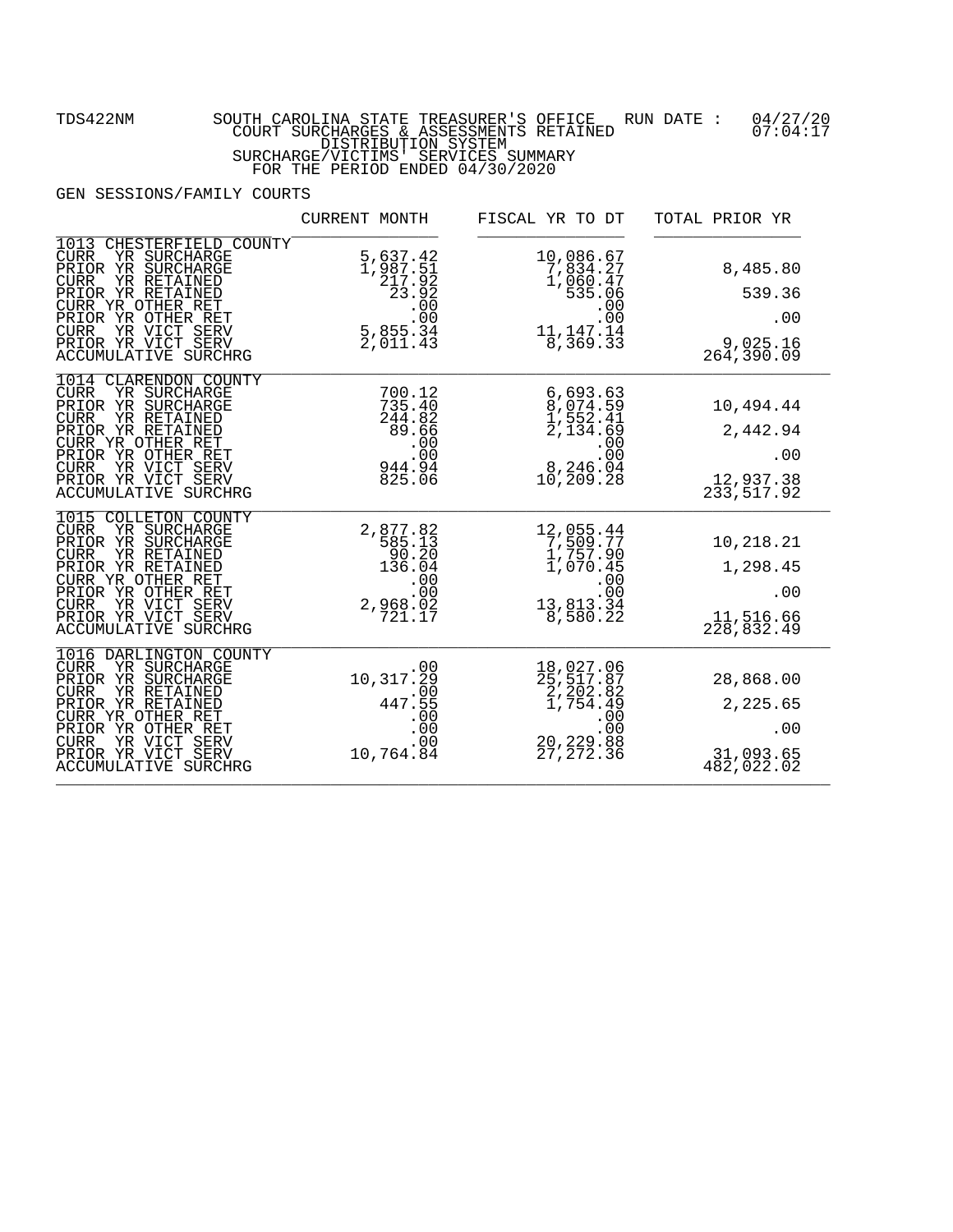TDS422NM SOUTH CAROLINA STATE TREASURER'S OFFICE RUN DATE : 04/27/20
COURT SURCHARGES & ASSESSMENTS RETAINED 07:04:17
DISTRIBUTION SYSTEM
SURCHARGE/VICTIMS' SERVICES SUMMARY
FOR THE PERIOD ENDED 04/30/2020

GEN SESSIONS/FAMILY COURTS

| | CURRENT MONTH | FISCAL YR TO DT | TOTAL PRIOR YR |
|---|---|---|---|
| **1013 CHESTERFIELD COUNTY** | | | |
| CURR YR SURCHARGE | 5,637.42 | 10,086.67 | |
| PRIOR YR SURCHARGE | 1,987.51 | 7,834.27 | 8,485.80 |
| CURR YR RETAINED | 217.92 | 1,060.47 | |
| PRIOR YR RETAINED | 23.92 | 535.06 | 539.36 |
| CURR YR OTHER RET | .00 | .00 | |
| PRIOR YR OTHER RET | .00 | .00 | .00 |
| CURR YR VICT SERV | 5,855.34 | 11,147.14 | |
| PRIOR YR VICT SERV | 2,011.43 | 8,369.33 | 9,025.16 |
| ACCUMULATIVE SURCHRG | | | 264,390.09 |
| **1014 CLARENDON COUNTY** | | | |
| CURR YR SURCHARGE | 700.12 | 6,693.63 | |
| PRIOR YR SURCHARGE | 735.40 | 8,074.59 | 10,494.44 |
| CURR YR RETAINED | 244.82 | 1,552.41 | |
| PRIOR YR RETAINED | 89.66 | 2,134.69 | 2,442.94 |
| CURR YR OTHER RET | .00 | .00 | |
| PRIOR YR OTHER RET | .00 | .00 | .00 |
| CURR YR VICT SERV | 944.94 | 8,246.04 | |
| PRIOR YR VICT SERV | 825.06 | 10,209.28 | 12,937.38 |
| ACCUMULATIVE SURCHRG | | | 233,517.92 |
| **1015 COLLETON COUNTY** | | | |
| CURR YR SURCHARGE | 2,877.82 | 12,055.44 | |
| PRIOR YR SURCHARGE | 585.13 | 7,509.77 | 10,218.21 |
| CURR YR RETAINED | 90.20 | 1,757.90 | |
| PRIOR YR RETAINED | 136.04 | 1,070.45 | 1,298.45 |
| CURR YR OTHER RET | .00 | .00 | |
| PRIOR YR OTHER RET | .00 | .00 | .00 |
| CURR YR VICT SERV | 2,968.02 | 13,813.34 | |
| PRIOR YR VICT SERV | 721.17 | 8,580.22 | 11,516.66 |
| ACCUMULATIVE SURCHRG | | | 228,832.49 |
| **1016 DARLINGTON COUNTY** | | | |
| CURR YR SURCHARGE | .00 | 18,027.06 | |
| PRIOR YR SURCHARGE | 10,317.29 | 25,517.87 | 28,868.00 |
| CURR YR RETAINED | .00 | 2,202.82 | |
| PRIOR YR RETAINED | 447.55 | 1,754.49 | 2,225.65 |
| CURR YR OTHER RET | .00 | .00 | |
| PRIOR YR OTHER RET | .00 | .00 | .00 |
| CURR YR VICT SERV | .00 | 20,229.88 | |
| PRIOR YR VICT SERV | 10,764.84 | 27,272.36 | 31,093.65 |
| ACCUMULATIVE SURCHRG | | | 482,022.02 |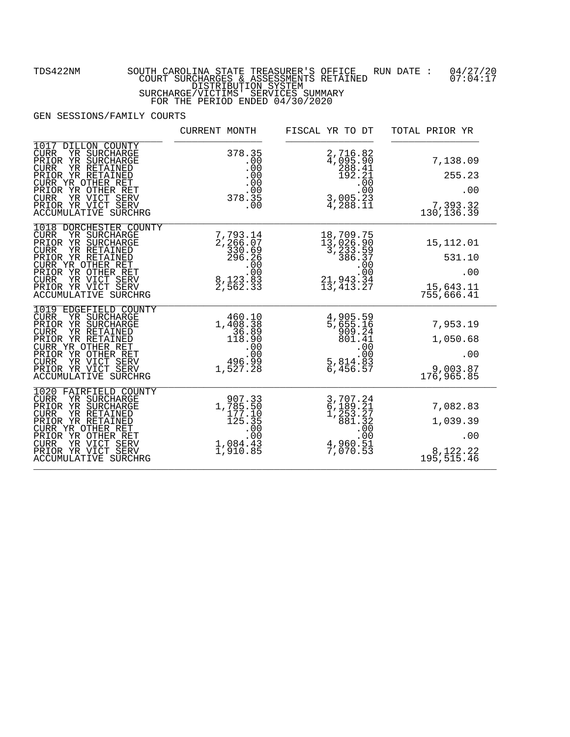TDS422NM SOUTH CAROLINA STATE TREASURER'S OFFICE RUN DATE : 04/27/20
COURT SURCHARGES & ASSESSMENTS RETAINED 07:04:17
DISTRIBUTION SYSTEM
SURCHARGE/VICTIMS' SERVICES SUMMARY
FOR THE PERIOD ENDED 04/30/2020

GEN SESSIONS/FAMILY COURTS

| | CURRENT MONTH | FISCAL YR TO DT | TOTAL PRIOR YR |
|---|---|---|---|
| **1017 DILLON COUNTY** | | | |
| CURR YR SURCHARGE | 378.35 | 2,716.82 | |
| PRIOR YR SURCHARGE | .00 | 4,095.90 | 7,138.09 |
| CURR YR RETAINED | .00 | 288.41 | |
| PRIOR YR RETAINED | .00 | 192.21 | 255.23 |
| CURR YR OTHER RET | .00 | .00 | |
| PRIOR YR OTHER RET | .00 | .00 | .00 |
| CURR YR VICT SERV | 378.35 | 3,005.23 | |
| PRIOR YR VICT SERV | .00 | 4,288.11 | 7,393.32 |
| ACCUMULATIVE SURCHRG | | | 130,136.39 |
| **1018 DORCHESTER COUNTY** | | | |
| CURR YR SURCHARGE | 7,793.14 | 18,709.75 | |
| PRIOR YR SURCHARGE | 2,266.07 | 13,026.90 | 15,112.01 |
| CURR YR RETAINED | 330.69 | 3,233.59 | |
| PRIOR YR RETAINED | 296.26 | 386.37 | 531.10 |
| CURR YR OTHER RET | .00 | .00 | |
| PRIOR YR OTHER RET | .00 | .00 | .00 |
| CURR YR VICT SERV | 8,123.83 | 21,943.34 | |
| PRIOR YR VICT SERV | 2,562.33 | 13,413.27 | 15,643.11 |
| ACCUMULATIVE SURCHRG | | | 755,666.41 |
| **1019 EDGEFIELD COUNTY** | | | |
| CURR YR SURCHARGE | 460.10 | 4,905.59 | |
| PRIOR YR SURCHARGE | 1,408.38 | 5,655.16 | 7,953.19 |
| CURR YR RETAINED | 36.89 | 909.24 | |
| PRIOR YR RETAINED | 118.90 | 801.41 | 1,050.68 |
| CURR YR OTHER RET | .00 | .00 | |
| PRIOR YR OTHER RET | .00 | .00 | .00 |
| CURR YR VICT SERV | 496.99 | 5,814.83 | |
| PRIOR YR VICT SERV | 1,527.28 | 6,456.57 | 9,003.87 |
| ACCUMULATIVE SURCHRG | | | 176,965.85 |
| **1020 FAIRFIELD COUNTY** | | | |
| CURR YR SURCHARGE | 907.33 | 3,707.24 | |
| PRIOR YR SURCHARGE | 1,785.50 | 6,189.21 | 7,082.83 |
| CURR YR RETAINED | 177.10 | 1,253.27 | |
| PRIOR YR RETAINED | 125.35 | 881.32 | 1,039.39 |
| CURR YR OTHER RET | .00 | .00 | |
| PRIOR YR OTHER RET | .00 | .00 | .00 |
| CURR YR VICT SERV | 1,084.43 | 4,960.51 | |
| PRIOR YR VICT SERV | 1,910.85 | 7,070.53 | 8,122.22 |
| ACCUMULATIVE SURCHRG | | | 195,515.46 |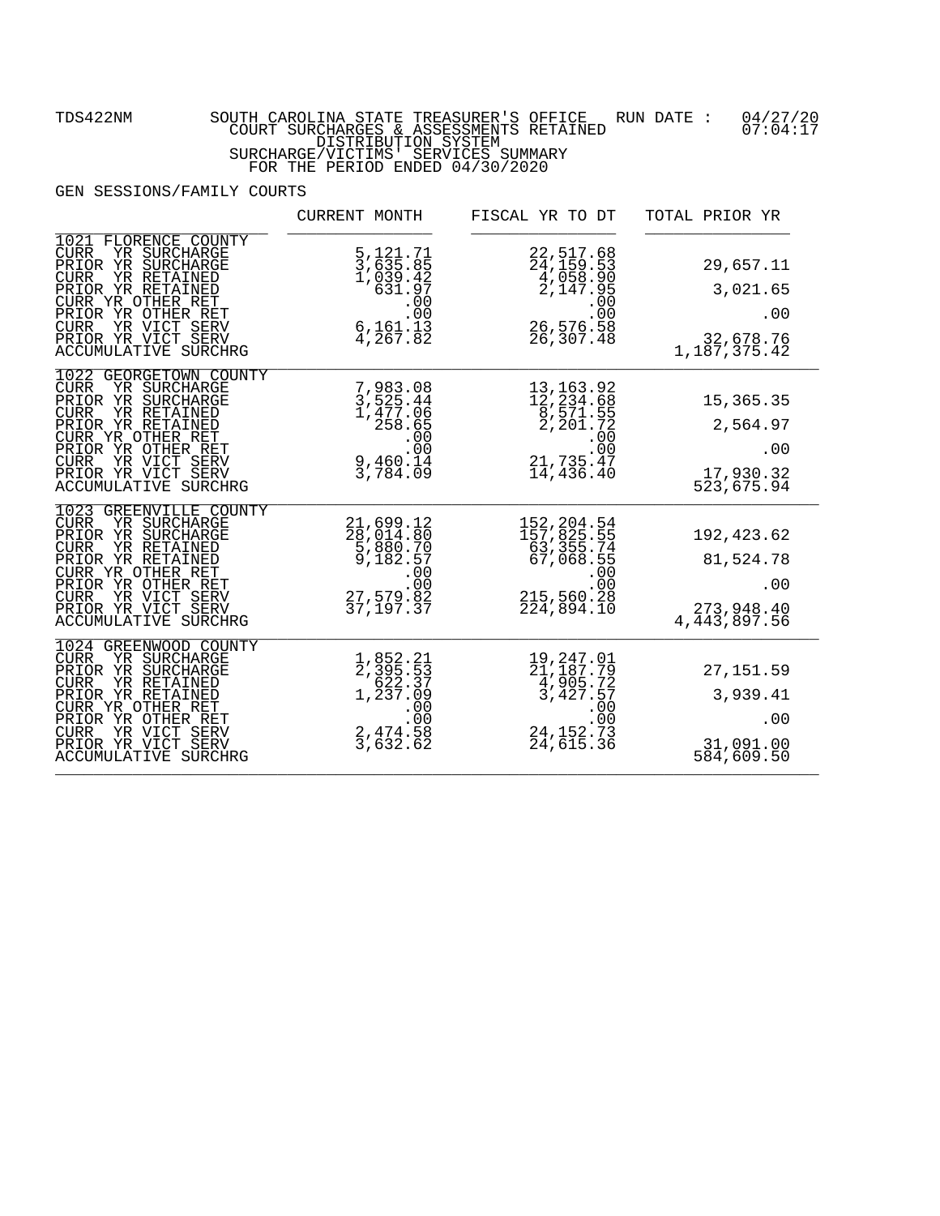TDS422NM SOUTH CAROLINA STATE TREASURER'S OFFICE RUN DATE : 04/27/20
COURT SURCHARGES & ASSESSMENTS RETAINED 07:04:17
DISTRIBUTION SYSTEM
SURCHARGE/VICTIMS' SERVICES SUMMARY
FOR THE PERIOD ENDED 04/30/2020

GEN SESSIONS/FAMILY COURTS

| | CURRENT MONTH | FISCAL YR TO DT | TOTAL PRIOR YR |
|---|---|---|---|
| **1021 FLORENCE COUNTY** | | | |
| CURR YR SURCHARGE | 5,121.71 | 22,517.68 | |
| PRIOR YR SURCHARGE | 3,635.85 | 24,159.53 | 29,657.11 |
| CURR YR RETAINED | 1,039.42 | 4,058.90 | |
| PRIOR YR RETAINED | 631.97 | 2,147.95 | 3,021.65 |
| CURR YR OTHER RET | .00 | .00 | |
| PRIOR YR OTHER RET | .00 | .00 | .00 |
| CURR YR VICT SERV | 6,161.13 | 26,576.58 | |
| PRIOR YR VICT SERV | 4,267.82 | 26,307.48 | 32,678.76 |
| ACCUMULATIVE SURCHRG | | | 1,187,375.42 |
| **1022 GEORGETOWN COUNTY** | | | |
| CURR YR SURCHARGE | 7,983.08 | 13,163.92 | |
| PRIOR YR SURCHARGE | 3,525.44 | 12,234.68 | 15,365.35 |
| CURR YR RETAINED | 1,477.06 | 8,571.55 | |
| PRIOR YR RETAINED | 258.65 | 2,201.72 | 2,564.97 |
| CURR YR OTHER RET | .00 | .00 | |
| PRIOR YR OTHER RET | .00 | .00 | .00 |
| CURR YR VICT SERV | 9,460.14 | 21,735.47 | |
| PRIOR YR VICT SERV | 3,784.09 | 14,436.40 | 17,930.32 |
| ACCUMULATIVE SURCHRG | | | 523,675.94 |
| **1023 GREENVILLE COUNTY** | | | |
| CURR YR SURCHARGE | 21,699.12 | 152,204.54 | |
| PRIOR YR SURCHARGE | 28,014.80 | 157,825.55 | 192,423.62 |
| CURR YR RETAINED | 5,880.70 | 63,355.74 | |
| PRIOR YR RETAINED | 9,182.57 | 67,068.55 | 81,524.78 |
| CURR YR OTHER RET | .00 | .00 | |
| PRIOR YR OTHER RET | .00 | .00 | .00 |
| CURR YR VICT SERV | 27,579.82 | 215,560.28 | |
| PRIOR YR VICT SERV | 37,197.37 | 224,894.10 | 273,948.40 |
| ACCUMULATIVE SURCHRG | | | 4,443,897.56 |
| **1024 GREENWOOD COUNTY** | | | |
| CURR YR SURCHARGE | 1,852.21 | 19,247.01 | |
| PRIOR YR SURCHARGE | 2,395.53 | 21,187.79 | 27,151.59 |
| CURR YR RETAINED | 622.37 | 4,905.72 | |
| PRIOR YR RETAINED | 1,237.09 | 3,427.57 | 3,939.41 |
| CURR YR OTHER RET | .00 | .00 | |
| PRIOR YR OTHER RET | .00 | .00 | .00 |
| CURR YR VICT SERV | 2,474.58 | 24,152.73 | |
| PRIOR YR VICT SERV | 3,632.62 | 24,615.36 | 31,091.00 |
| ACCUMULATIVE SURCHRG | | | 584,609.50 |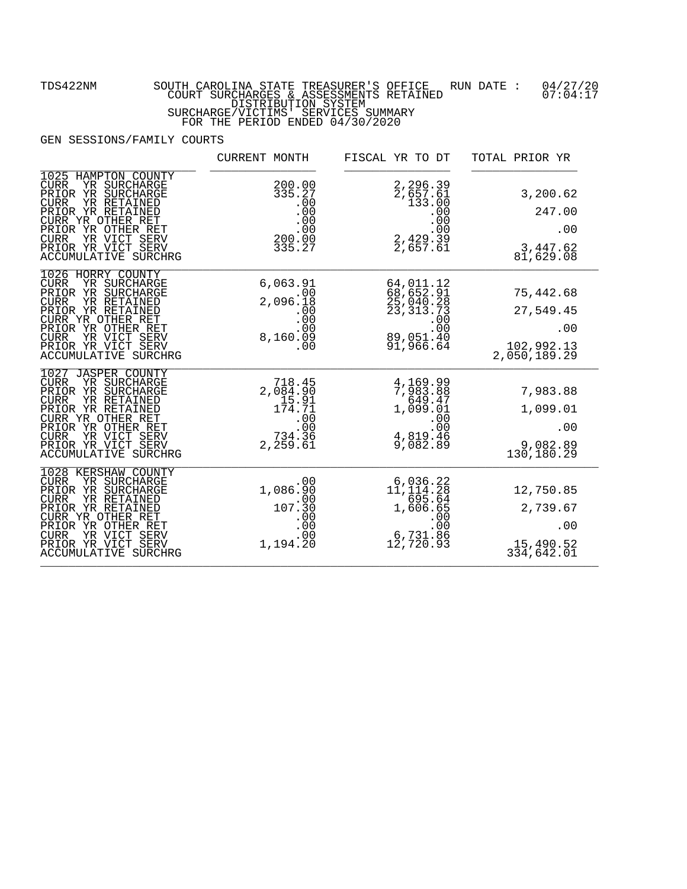TDS422NM SOUTH CAROLINA STATE TREASURER'S OFFICE RUN DATE : 04/27/20 07:04:17

COURT SURCHARGES & ASSESSMENTS RETAINED
DISTRIBUTION SYSTEM
SURCHARGE/VICTIMS' SERVICES SUMMARY
FOR THE PERIOD ENDED 04/30/2020

GEN SESSIONS/FAMILY COURTS

| | CURRENT MONTH | FISCAL YR TO DT | TOTAL PRIOR YR |
|---|---|---|---|
| **1025 HAMPTON COUNTY** | | | |
| CURR YR SURCHARGE | 200.00 | 2,296.39 | |
| PRIOR YR SURCHARGE | 335.27 | 2,657.61 | 3,200.62 |
| CURR YR RETAINED | .00 | 133.00 | |
| PRIOR YR RETAINED | .00 | .00 | 247.00 |
| CURR YR OTHER RET | .00 | .00 | |
| PRIOR YR OTHER RET | .00 | .00 | .00 |
| CURR YR VICT SERV | 200.00 | 2,429.39 | |
| PRIOR YR VICT SERV | 335.27 | 2,657.61 | 3,447.62 |
| ACCUMULATIVE SURCHRG | | | 81,629.08 |
| **1026 HORRY COUNTY** | | | |
| CURR YR SURCHARGE | 6,063.91 | 64,011.12 | |
| PRIOR YR SURCHARGE | .00 | 68,652.91 | 75,442.68 |
| CURR YR RETAINED | 2,096.18 | 25,040.28 | |
| PRIOR YR RETAINED | .00 | 23,313.73 | 27,549.45 |
| CURR YR OTHER RET | .00 | .00 | |
| PRIOR YR OTHER RET | .00 | .00 | .00 |
| CURR YR VICT SERV | 8,160.09 | 89,051.40 | |
| PRIOR YR VICT SERV | .00 | 91,966.64 | 102,992.13 |
| ACCUMULATIVE SURCHRG | | | 2,050,189.29 |
| **1027 JASPER COUNTY** | | | |
| CURR YR SURCHARGE | 718.45 | 4,169.99 | |
| PRIOR YR SURCHARGE | 2,084.90 | 7,983.88 | 7,983.88 |
| CURR YR RETAINED | 15.91 | 649.47 | |
| PRIOR YR RETAINED | 174.71 | 1,099.01 | 1,099.01 |
| CURR YR OTHER RET | .00 | .00 | |
| PRIOR YR OTHER RET | .00 | .00 | .00 |
| CURR YR VICT SERV | 734.36 | 4,819.46 | |
| PRIOR YR VICT SERV | 2,259.61 | 9,082.89 | 9,082.89 |
| ACCUMULATIVE SURCHRG | | | 130,180.29 |
| **1028 KERSHAW COUNTY** | | | |
| CURR YR SURCHARGE | .00 | 6,036.22 | |
| PRIOR YR SURCHARGE | 1,086.90 | 11,114.28 | 12,750.85 |
| CURR YR RETAINED | .00 | 695.64 | |
| PRIOR YR RETAINED | 107.30 | 1,606.65 | 2,739.67 |
| CURR YR OTHER RET | .00 | .00 | |
| PRIOR YR OTHER RET | .00 | .00 | .00 |
| CURR YR VICT SERV | .00 | 6,731.86 | |
| PRIOR YR VICT SERV | 1,194.20 | 12,720.93 | 15,490.52 |
| ACCUMULATIVE SURCHRG | | | 334,642.01 |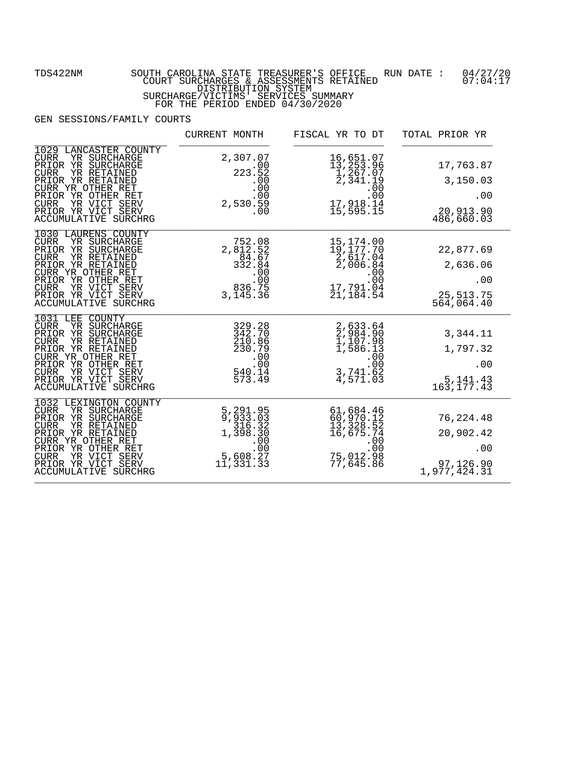TDS422NM SOUTH CAROLINA STATE TREASURER'S OFFICE RUN DATE : 04/27/20
COURT SURCHARGES & ASSESSMENTS RETAINED 07:04:17
DISTRIBUTION SYSTEM
SURCHARGE/VICTIMS' SERVICES SUMMARY
FOR THE PERIOD ENDED 04/30/2020

GEN SESSIONS/FAMILY COURTS

| | CURRENT MONTH | FISCAL YR TO DT | TOTAL PRIOR YR |
|---|---|---|---|
| **1029 LANCASTER COUNTY** | | | |
| CURR YR SURCHARGE | 2,307.07 | 16,651.07 | |
| PRIOR YR SURCHARGE | .00 | 13,253.96 | 17,763.87 |
| CURR YR RETAINED | 223.52 | 1,267.07 | |
| PRIOR YR RETAINED | .00 | 2,341.19 | 3,150.03 |
| CURR YR OTHER RET | .00 | .00 | |
| PRIOR YR OTHER RET | .00 | .00 | .00 |
| CURR YR VICT SERV | 2,530.59 | 17,918.14 | |
| PRIOR YR VICT SERV | .00 | 15,595.15 | 20,913.90 |
| ACCUMULATIVE SURCHRG | | | 486,660.03 |
| **1030 LAURENS COUNTY** | | | |
| CURR YR SURCHARGE | 752.08 | 15,174.00 | |
| PRIOR YR SURCHARGE | 2,812.52 | 19,177.70 | 22,877.69 |
| CURR YR RETAINED | 84.67 | 2,617.04 | |
| PRIOR YR RETAINED | 332.84 | 2,006.84 | 2,636.06 |
| CURR YR OTHER RET | .00 | .00 | |
| PRIOR YR OTHER RET | .00 | .00 | .00 |
| CURR YR VICT SERV | 836.75 | 17,791.04 | |
| PRIOR YR VICT SERV | 3,145.36 | 21,184.54 | 25,513.75 |
| ACCUMULATIVE SURCHRG | | | 564,064.40 |
| **1031 LEE COUNTY** | | | |
| CURR YR SURCHARGE | 329.28 | 2,633.64 | |
| PRIOR YR SURCHARGE | 342.70 | 2,984.90 | 3,344.11 |
| CURR YR RETAINED | 210.86 | 1,107.98 | |
| PRIOR YR RETAINED | 230.79 | 1,586.13 | 1,797.32 |
| CURR YR OTHER RET | .00 | .00 | |
| PRIOR YR OTHER RET | .00 | .00 | .00 |
| CURR YR VICT SERV | 540.14 | 3,741.62 | |
| PRIOR YR VICT SERV | 573.49 | 4,571.03 | 5,141.43 |
| ACCUMULATIVE SURCHRG | | | 163,177.43 |
| **1032 LEXINGTON COUNTY** | | | |
| CURR YR SURCHARGE | 5,291.95 | 61,684.46 | |
| PRIOR YR SURCHARGE | 9,933.03 | 60,970.12 | 76,224.48 |
| CURR YR RETAINED | 316.32 | 13,328.52 | |
| PRIOR YR RETAINED | 1,398.30 | 16,675.74 | 20,902.42 |
| CURR YR OTHER RET | .00 | .00 | |
| PRIOR YR OTHER RET | .00 | .00 | .00 |
| CURR YR VICT SERV | 5,608.27 | 75,012.98 | |
| PRIOR YR VICT SERV | 11,331.33 | 77,645.86 | 97,126.90 |
| ACCUMULATIVE SURCHRG | | | 1,977,424.31 |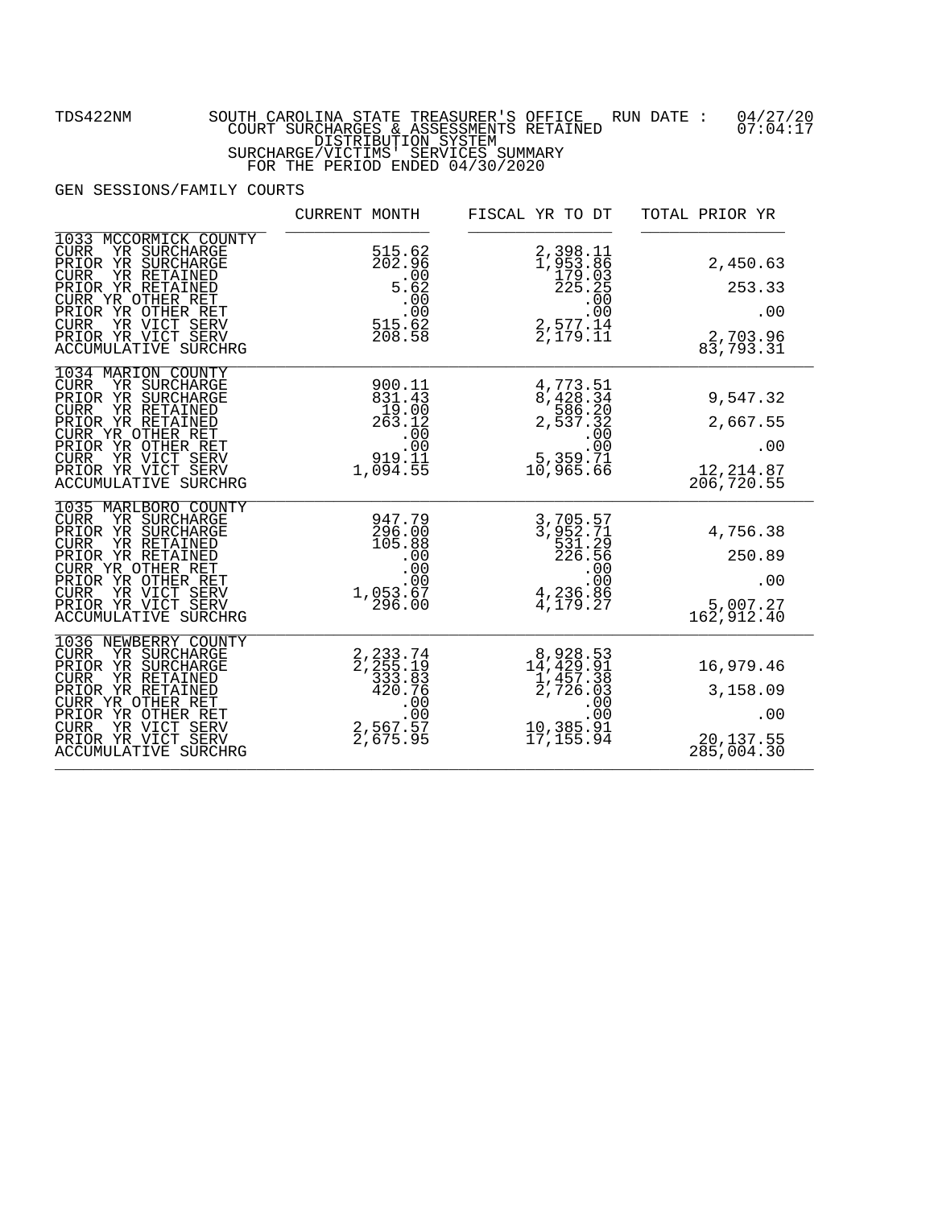TDS422NM SOUTH CAROLINA STATE TREASURER'S OFFICE RUN DATE : 04/27/20
COURT SURCHARGES & ASSESSMENTS RETAINED 07:04:17
DISTRIBUTION SYSTEM
SURCHARGE/VICTIMS' SERVICES SUMMARY
FOR THE PERIOD ENDED 04/30/2020

GEN SESSIONS/FAMILY COURTS

| | CURRENT MONTH | FISCAL YR TO DT | TOTAL PRIOR YR |
|---|---|---|---|
| **1033 MCCORMICK COUNTY** | | | |
| CURR YR SURCHARGE | 515.62 | 2,398.11 | |
| PRIOR YR SURCHARGE | 202.96 | 1,953.86 | 2,450.63 |
| CURR YR RETAINED | .00 | 179.03 | |
| PRIOR YR RETAINED | 5.62 | 225.25 | 253.33 |
| CURR YR OTHER RET | .00 | .00 | |
| PRIOR YR OTHER RET | .00 | .00 | .00 |
| CURR YR VICT SERV | 515.62 | 2,577.14 | |
| PRIOR YR VICT SERV | 208.58 | 2,179.11 | 2,703.96 |
| ACCUMULATIVE SURCHRG | | | 83,793.31 |
| **1034 MARION COUNTY** | | | |
| CURR YR SURCHARGE | 900.11 | 4,773.51 | |
| PRIOR YR SURCHARGE | 831.43 | 8,428.34 | 9,547.32 |
| CURR YR RETAINED | 19.00 | 586.20 | |
| PRIOR YR RETAINED | 263.12 | 2,537.32 | 2,667.55 |
| CURR YR OTHER RET | .00 | .00 | |
| PRIOR YR OTHER RET | .00 | .00 | .00 |
| CURR YR VICT SERV | 919.11 | 5,359.71 | |
| PRIOR YR VICT SERV | 1,094.55 | 10,965.66 | 12,214.87 |
| ACCUMULATIVE SURCHRG | | | 206,720.55 |
| **1035 MARLBORO COUNTY** | | | |
| CURR YR SURCHARGE | 947.79 | 3,705.57 | |
| PRIOR YR SURCHARGE | 296.00 | 3,952.71 | 4,756.38 |
| CURR YR RETAINED | 105.88 | 531.29 | |
| PRIOR YR RETAINED | .00 | 226.56 | 250.89 |
| CURR YR OTHER RET | .00 | .00 | |
| PRIOR YR OTHER RET | .00 | .00 | .00 |
| CURR YR VICT SERV | 1,053.67 | 4,236.86 | |
| PRIOR YR VICT SERV | 296.00 | 4,179.27 | 5,007.27 |
| ACCUMULATIVE SURCHRG | | | 162,912.40 |
| **1036 NEWBERRY COUNTY** | | | |
| CURR YR SURCHARGE | 2,233.74 | 8,928.53 | |
| PRIOR YR SURCHARGE | 2,255.19 | 14,429.91 | 16,979.46 |
| CURR YR RETAINED | 333.83 | 1,457.38 | |
| PRIOR YR RETAINED | 420.76 | 2,726.03 | 3,158.09 |
| CURR YR OTHER RET | .00 | .00 | |
| PRIOR YR OTHER RET | .00 | .00 | .00 |
| CURR YR VICT SERV | 2,567.57 | 10,385.91 | |
| PRIOR YR VICT SERV | 2,675.95 | 17,155.94 | 20,137.55 |
| ACCUMULATIVE SURCHRG | | | 285,004.30 |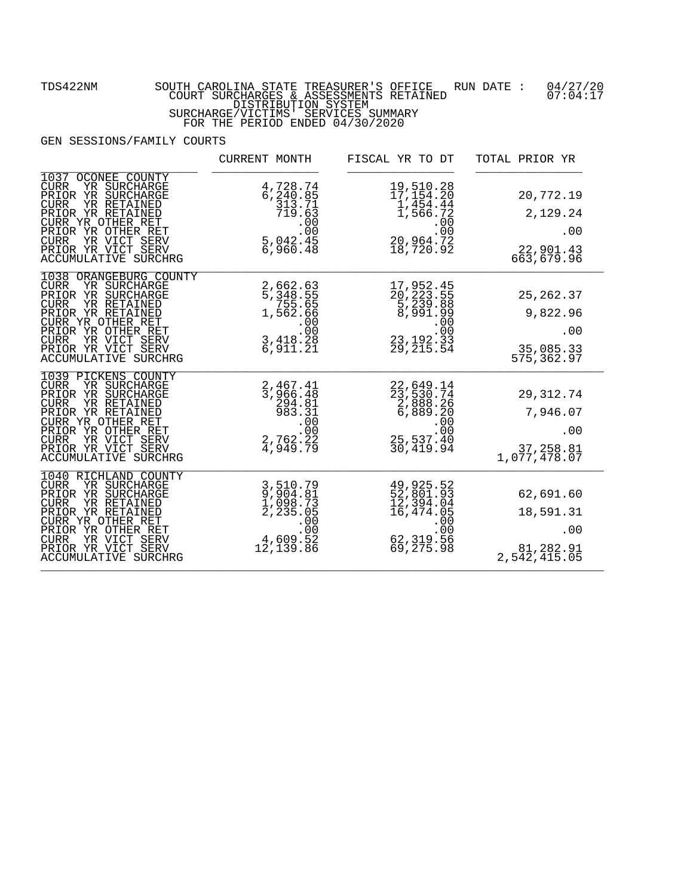TDS422NM SOUTH CAROLINA STATE TREASURER'S OFFICE RUN DATE : 04/27/20
COURT SURCHARGES & ASSESSMENTS RETAINED 07:04:17
DISTRIBUTION SYSTEM
SURCHARGE/VICTIMS' SERVICES SUMMARY
FOR THE PERIOD ENDED 04/30/2020

GEN SESSIONS/FAMILY COURTS

| | CURRENT MONTH | FISCAL YR TO DT | TOTAL PRIOR YR |
|---|---|---|---|
| **1037 OCONEE COUNTY** | | | |
| CURR YR SURCHARGE | 4,728.74 | 19,510.28 | |
| PRIOR YR SURCHARGE | 6,240.85 | 17,154.20 | 20,772.19 |
| CURR YR RETAINED | 313.71 | 1,454.44 | |
| PRIOR YR RETAINED | 719.63 | 1,566.72 | 2,129.24 |
| CURR YR OTHER RET | .00 | .00 | |
| PRIOR YR OTHER RET | .00 | .00 | .00 |
| CURR YR VICT SERV | 5,042.45 | 20,964.72 | |
| PRIOR YR VICT SERV | 6,960.48 | 18,720.92 | 22,901.43 |
| ACCUMULATIVE SURCHRG | | | 663,679.96 |
| **1038 ORANGEBURG COUNTY** | | | |
| CURR YR SURCHARGE | 2,662.63 | 17,952.45 | |
| PRIOR YR SURCHARGE | 5,348.55 | 20,223.55 | 25,262.37 |
| CURR YR RETAINED | 755.65 | 5,239.88 | |
| PRIOR YR RETAINED | 1,562.66 | 8,991.99 | 9,822.96 |
| CURR YR OTHER RET | .00 | .00 | |
| PRIOR YR OTHER RET | .00 | .00 | .00 |
| CURR YR VICT SERV | 3,418.28 | 23,192.33 | |
| PRIOR YR VICT SERV | 6,911.21 | 29,215.54 | 35,085.33 |
| ACCUMULATIVE SURCHRG | | | 575,362.97 |
| **1039 PICKENS COUNTY** | | | |
| CURR YR SURCHARGE | 2,467.41 | 22,649.14 | |
| PRIOR YR SURCHARGE | 3,966.48 | 23,530.74 | 29,312.74 |
| CURR YR RETAINED | 294.81 | 2,888.26 | |
| PRIOR YR RETAINED | 983.31 | 6,889.20 | 7,946.07 |
| CURR YR OTHER RET | .00 | .00 | |
| PRIOR YR OTHER RET | .00 | .00 | .00 |
| CURR YR VICT SERV | 2,762.22 | 25,537.40 | |
| PRIOR YR VICT SERV | 4,949.79 | 30,419.94 | 37,258.81 |
| ACCUMULATIVE SURCHRG | | | 1,077,478.07 |
| **1040 RICHLAND COUNTY** | | | |
| CURR YR SURCHARGE | 3,510.79 | 49,925.52 | |
| PRIOR YR SURCHARGE | 9,904.81 | 52,801.93 | 62,691.60 |
| CURR YR RETAINED | 1,098.73 | 12,394.04 | |
| PRIOR YR RETAINED | 2,235.05 | 16,474.05 | 18,591.31 |
| CURR YR OTHER RET | .00 | .00 | |
| PRIOR YR OTHER RET | .00 | .00 | .00 |
| CURR YR VICT SERV | 4,609.52 | 62,319.56 | |
| PRIOR YR VICT SERV | 12,139.86 | 69,275.98 | 81,282.91 |
| ACCUMULATIVE SURCHRG | | | 2,542,415.05 |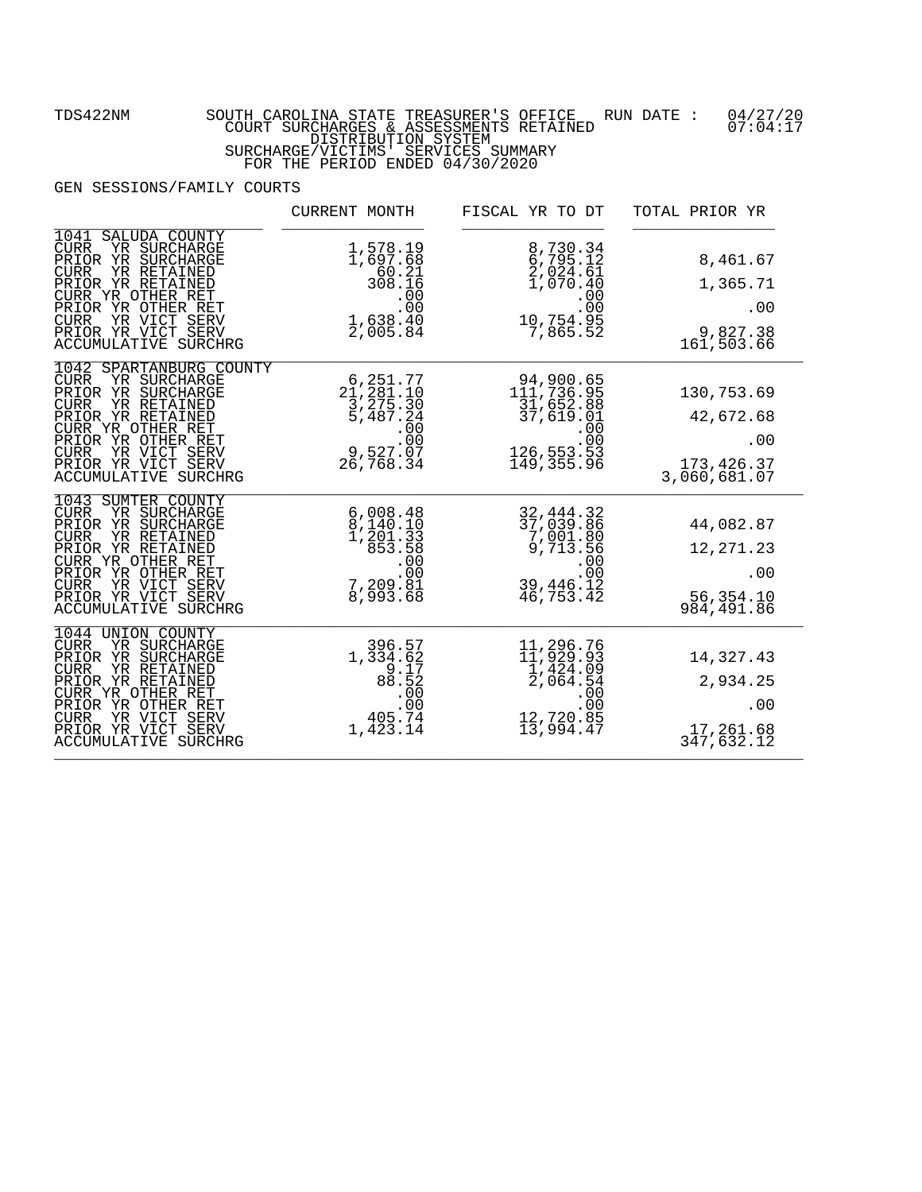TDS422NM SOUTH CAROLINA STATE TREASURER'S OFFICE RUN DATE : 04/27/20
COURT SURCHARGES & ASSESSMENTS RETAINED 07:04:17
DISTRIBUTION SYSTEM
SURCHARGE/VICTIMS' SERVICES SUMMARY
FOR THE PERIOD ENDED 04/30/2020

GEN SESSIONS/FAMILY COURTS

| | CURRENT MONTH | FISCAL YR TO DT | TOTAL PRIOR YR |
|---|---|---|---|
| **1041 SALUDA COUNTY** | | | |
| CURR YR SURCHARGE | 1,578.19 | 8,730.34 | |
| PRIOR YR SURCHARGE | 1,697.68 | 6,795.12 | 8,461.67 |
| CURR YR RETAINED | 60.21 | 2,024.61 | |
| PRIOR YR RETAINED | 308.16 | 1,070.40 | 1,365.71 |
| CURR YR OTHER RET | .00 | .00 | |
| PRIOR YR OTHER RET | .00 | .00 | .00 |
| CURR YR VICT SERV | 1,638.40 | 10,754.95 | |
| PRIOR YR VICT SERV | 2,005.84 | 7,865.52 | 9,827.38 |
| ACCUMULATIVE SURCHRG | | | 161,503.66 |
| **1042 SPARTANBURG COUNTY** | | | |
| CURR YR SURCHARGE | 6,251.77 | 94,900.65 | |
| PRIOR YR SURCHARGE | 21,281.10 | 111,736.95 | 130,753.69 |
| CURR YR RETAINED | 3,275.30 | 31,652.88 | |
| PRIOR YR RETAINED | 5,487.24 | 37,619.01 | 42,672.68 |
| CURR YR OTHER RET | .00 | .00 | |
| PRIOR YR OTHER RET | .00 | .00 | .00 |
| CURR YR VICT SERV | 9,527.07 | 126,553.53 | |
| PRIOR YR VICT SERV | 26,768.34 | 149,355.96 | 173,426.37 |
| ACCUMULATIVE SURCHRG | | | 3,060,681.07 |
| **1043 SUMTER COUNTY** | | | |
| CURR YR SURCHARGE | 6,008.48 | 32,444.32 | |
| PRIOR YR SURCHARGE | 8,140.10 | 37,039.86 | 44,082.87 |
| CURR YR RETAINED | 1,201.33 | 7,001.80 | |
| PRIOR YR RETAINED | 853.58 | 9,713.56 | 12,271.23 |
| CURR YR OTHER RET | .00 | .00 | |
| PRIOR YR OTHER RET | .00 | .00 | .00 |
| CURR YR VICT SERV | 7,209.81 | 39,446.12 | |
| PRIOR YR VICT SERV | 8,993.68 | 46,753.42 | 56,354.10 |
| ACCUMULATIVE SURCHRG | | | 984,491.86 |
| **1044 UNION COUNTY** | | | |
| CURR YR SURCHARGE | 396.57 | 11,296.76 | |
| PRIOR YR SURCHARGE | 1,334.62 | 11,929.93 | 14,327.43 |
| CURR YR RETAINED | 9.17 | 1,424.09 | |
| PRIOR YR RETAINED | 88.52 | 2,064.54 | 2,934.25 |
| CURR YR OTHER RET | .00 | .00 | |
| PRIOR YR OTHER RET | .00 | .00 | .00 |
| CURR YR VICT SERV | 405.74 | 12,720.85 | |
| PRIOR YR VICT SERV | 1,423.14 | 13,994.47 | 17,261.68 |
| ACCUMULATIVE SURCHRG | | | 347,632.12 |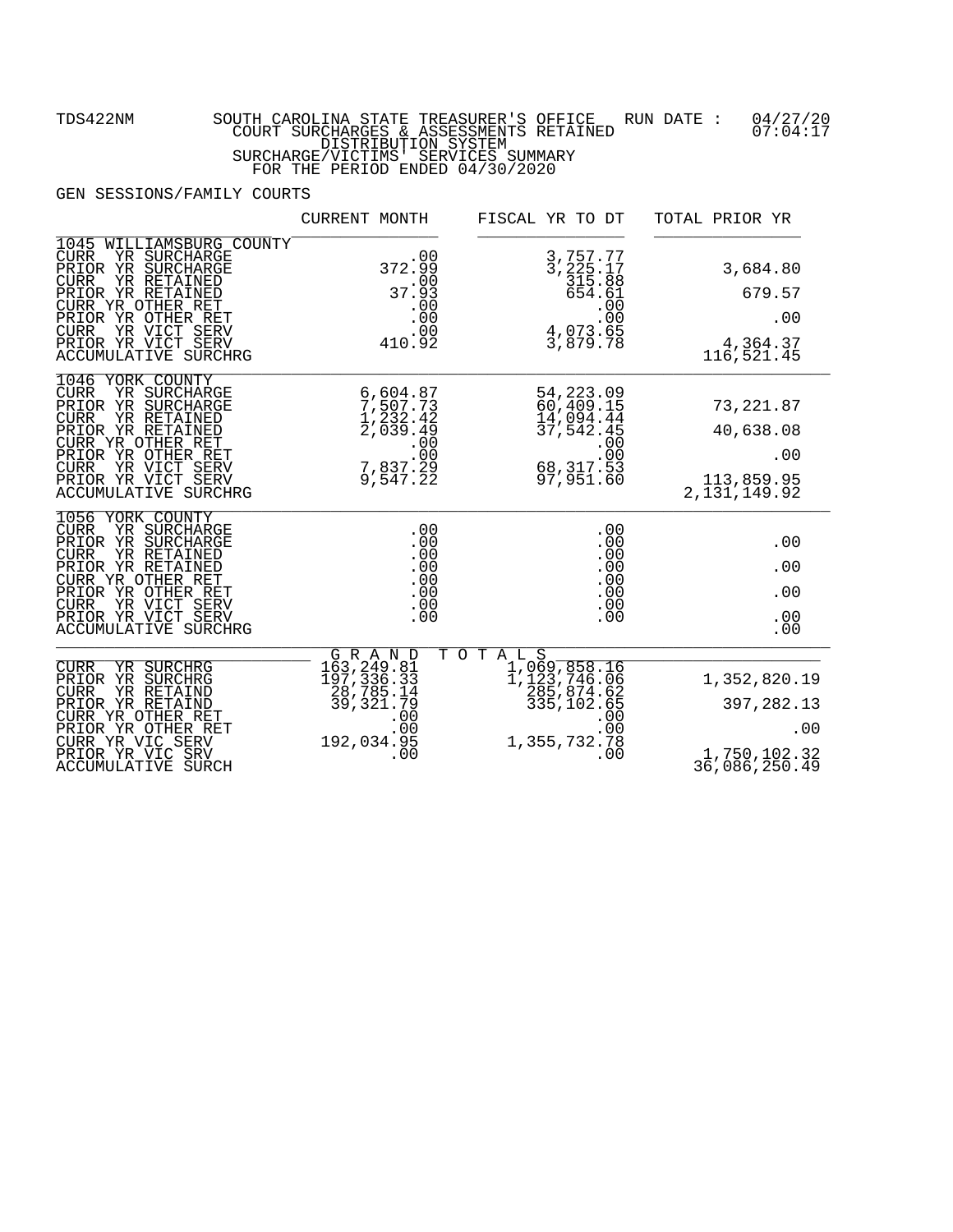TDS422NM SOUTH CAROLINA STATE TREASURER'S OFFICE RUN DATE : 04/27/20
COURT SURCHARGES & ASSESSMENTS RETAINED 07:04:17
DISTRIBUTION SYSTEM
SURCHARGE/VICTIMS' SERVICES SUMMARY
FOR THE PERIOD ENDED 04/30/2020

GEN SESSIONS/FAMILY COURTS

| | CURRENT MONTH | FISCAL YR TO DT | TOTAL PRIOR YR |
|---|---|---|---|
| **1045 WILLIAMSBURG COUNTY** | | | |
| CURR YR SURCHARGE | .00 | 3,757.77 | |
| PRIOR YR SURCHARGE | 372.99 | 3,225.17 | 3,684.80 |
| CURR YR RETAINED | .00 | 315.88 | |
| PRIOR YR RETAINED | 37.93 | 654.61 | 679.57 |
| CURR YR OTHER RET | .00 | .00 | |
| PRIOR YR OTHER RET | .00 | .00 | .00 |
| CURR YR VICT SERV | .00 | 4,073.65 | |
| PRIOR YR VICT SERV | 410.92 | 3,879.78 | 4,364.37 |
| ACCUMULATIVE SURCHRG | | | 116,521.45 |
| **1046 YORK COUNTY** | | | |
| CURR YR SURCHARGE | 6,604.87 | 54,223.09 | |
| PRIOR YR SURCHARGE | 7,507.73 | 60,409.15 | 73,221.87 |
| CURR YR RETAINED | 1,232.42 | 14,094.44 | |
| PRIOR YR RETAINED | 2,039.49 | 37,542.45 | 40,638.08 |
| CURR YR OTHER RET | .00 | .00 | |
| PRIOR YR OTHER RET | .00 | .00 | .00 |
| CURR YR VICT SERV | 7,837.29 | 68,317.53 | |
| PRIOR YR VICT SERV | 9,547.22 | 97,951.60 | 113,859.95 |
| ACCUMULATIVE SURCHRG | | | 2,131,149.92 |
| **1056 YORK COUNTY** | | | |
| CURR YR SURCHARGE | .00 | .00 | |
| PRIOR YR SURCHARGE | .00 | .00 | .00 |
| CURR YR RETAINED | .00 | .00 | |
| PRIOR YR RETAINED | .00 | .00 | .00 |
| CURR YR OTHER RET | .00 | .00 | |
| PRIOR YR OTHER RET | .00 | .00 | .00 |
| CURR YR VICT SERV | .00 | .00 | |
| PRIOR YR VICT SERV | .00 | .00 | .00 |
| ACCUMULATIVE SURCHRG | | | .00 |
| **GRAND TOTALS** | | | |
| CURR YR SURCHRG | 163,249.81 | 1,069,858.16 | |
| PRIOR YR SURCHRG | 197,336.33 | 1,123,746.06 | 1,352,820.19 |
| CURR YR RETAIND | 28,785.14 | 285,874.62 | |
| PRIOR YR RETAIND | 39,321.79 | 335,102.65 | 397,282.13 |
| CURR YR OTHER RET | .00 | .00 | |
| PRIOR YR OTHER RET | .00 | .00 | .00 |
| CURR YR VIC SERV | 192,034.95 | 1,355,732.78 | |
| PRIOR YR VIC SRV | .00 | .00 | 1,750,102.32 |
| ACCUMULATIVE SURCH | | | 36,086,250.49 |